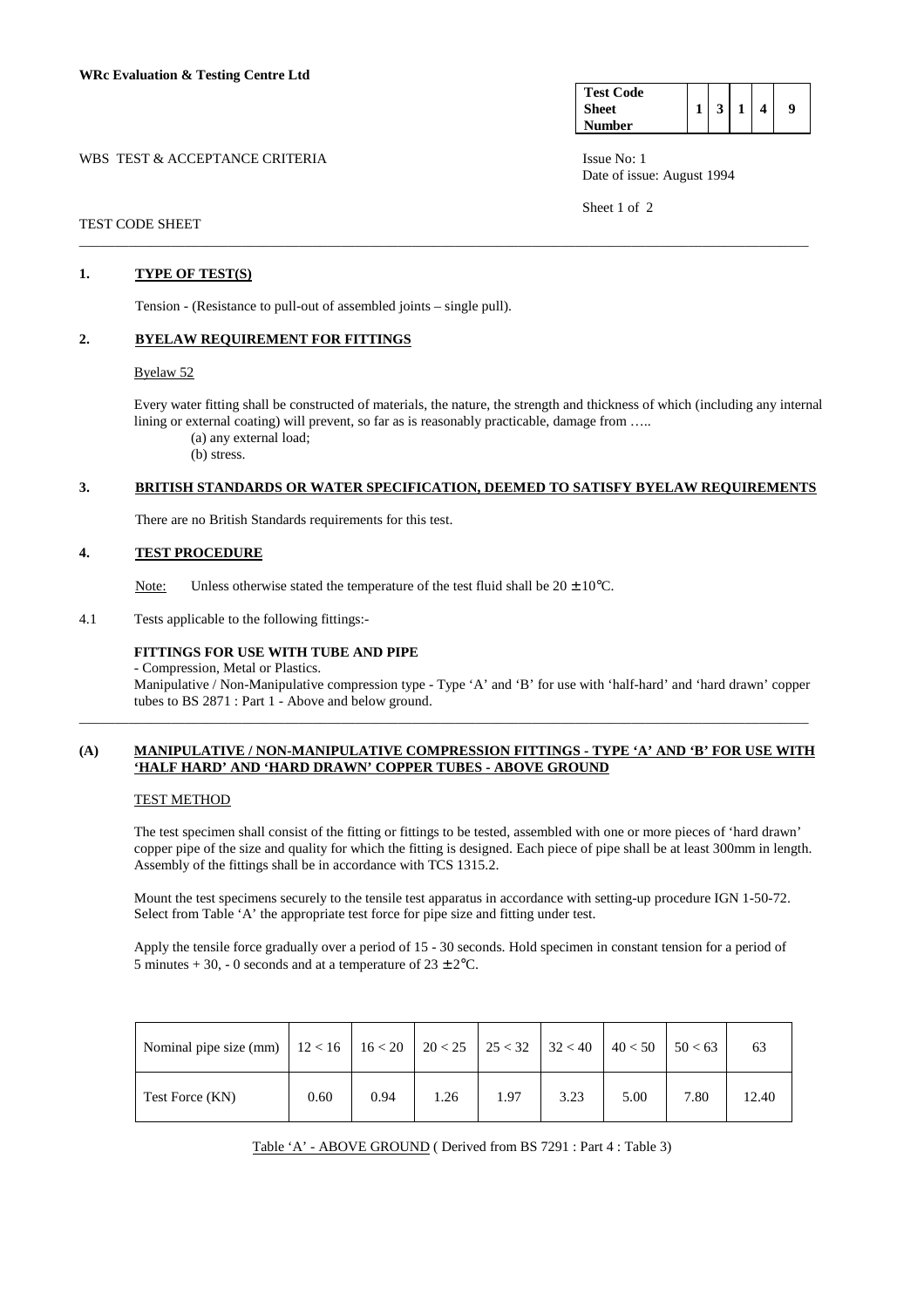**WRc Evaluation & Testing Centre Ltd**

| Test Code Sheet Number | 1 | 3 | 1 | 4 | 9 |
|---|---|---|---|---|---|

WBS TEST & ACCEPTANCE CRITERIA

Issue No: 1
Date of issue: August 1994

TEST CODE SHEET

---

## 1. TYPE OF TEST(S)

Tension - (Resistance to pull-out of assembled joints – single pull).

## 2. BYELAW REQUIREMENT FOR FITTINGS

Byelaw 52

Every water fitting shall be constructed of materials, the nature, the strength and thickness of which (including any internal lining or external coating) will prevent, so far as is reasonably practicable, damage from …..

(a) any external load;
(b) stress.

## 3. BRITISH STANDARDS OR WATER SPECIFICATION, DEEMED TO SATISFY BYELAW REQUIREMENTS

There are no British Standards requirements for this test.

## 4. TEST PROCEDURE

Note: Unless otherwise stated the temperature of the test fluid shall be 20 ± 10°C.

4.1 Tests applicable to the following fittings:-

**FITTINGS FOR USE WITH TUBE AND PIPE**
- Compression, Metal or Plastics.

Manipulative / Non-Manipulative compression type - Type 'A' and 'B' for use with 'half-hard' and 'hard drawn' copper tubes to BS 2871 : Part 1 - Above and below ground.

---

### (A) MANIPULATIVE / NON-MANIPULATIVE COMPRESSION FITTINGS - TYPE 'A' AND 'B' FOR USE WITH 'HALF HARD' AND 'HARD DRAWN' COPPER TUBES - ABOVE GROUND

TEST METHOD

The test specimen shall consist of the fitting or fittings to be tested, assembled with one or more pieces of 'hard drawn' copper pipe of the size and quality for which the fitting is designed. Each piece of pipe shall be at least 300mm in length. Assembly of the fittings shall be in accordance with TCS 1315.2.

Mount the test specimens securely to the tensile test apparatus in accordance with setting-up procedure IGN 1-50-72. Select from Table 'A' the appropriate test force for pipe size and fitting under test.

Apply the tensile force gradually over a period of 15 - 30 seconds. Hold specimen in constant tension for a period of 5 minutes + 30, - 0 seconds and at a temperature of 23 ± 2°C.

| Nominal pipe size (mm) | 12 < 16 | 16 < 20 | 20 < 25 | 25 < 32 | 32 < 40 | 40 < 50 | 50 < 63 | 63 |
|---|---|---|---|---|---|---|---|---|
| Test Force (KN) | 0.60 | 0.94 | 1.26 | 1.97 | 3.23 | 5.00 | 7.80 | 12.40 |

Table 'A' - ABOVE GROUND ( Derived from BS 7291 : Part 4 : Table 3)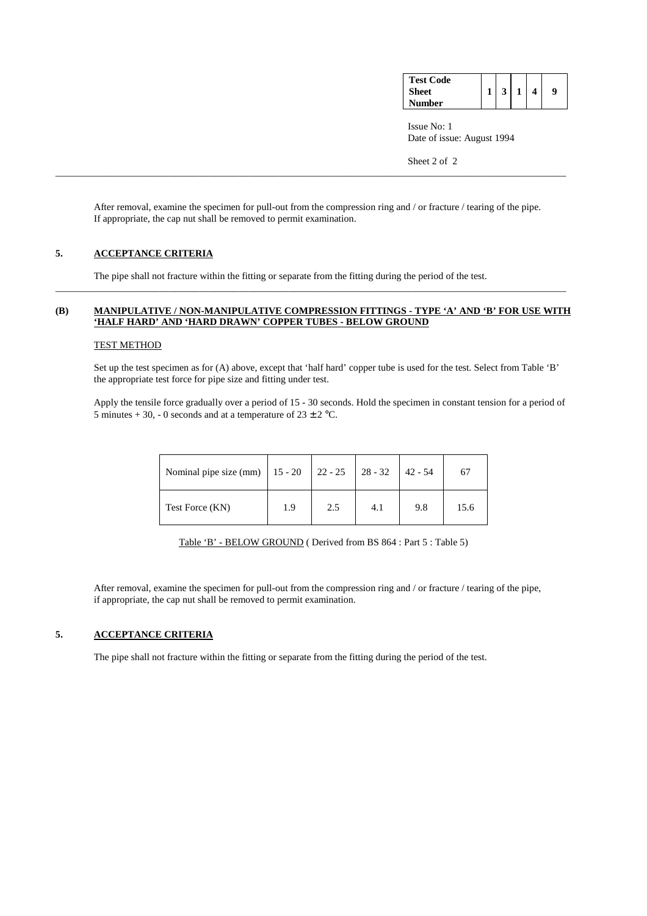| Test Code Sheet Number | 1 | 3 | 1 | 4 | 9 |
|---|---|---|---|---|---|

Issue No: 1
Date of issue: August 1994

After removal, examine the specimen for pull-out from the compression ring and / or fracture / tearing of the pipe. If appropriate, the cap nut shall be removed to permit examination.

## 5. ACCEPTANCE CRITERIA

The pipe shall not fracture within the fitting or separate from the fitting during the period of the test.

---

## (B) MANIPULATIVE / NON-MANIPULATIVE COMPRESSION FITTINGS - TYPE 'A' AND 'B' FOR USE WITH 'HALF HARD' AND 'HARD DRAWN' COPPER TUBES - BELOW GROUND

TEST METHOD

Set up the test specimen as for (A) above, except that 'half hard' copper tube is used for the test. Select from Table 'B' the appropriate test force for pipe size and fitting under test.

Apply the tensile force gradually over a period of 15 - 30 seconds. Hold the specimen in constant tension for a period of 5 minutes + 30, - 0 seconds and at a temperature of $23 \pm 2$ °C.

| Nominal pipe size (mm) | 15 - 20 | 22 - 25 | 28 - 32 | 42 - 54 | 67 |
|---|---|---|---|---|---|
| Test Force (KN) | 1.9 | 2.5 | 4.1 | 9.8 | 15.6 |

Table 'B' - BELOW GROUND ( Derived from BS 864 : Part 5 : Table 5)

After removal, examine the specimen for pull-out from the compression ring and / or fracture / tearing of the pipe, if appropriate, the cap nut shall be removed to permit examination.

## 5. ACCEPTANCE CRITERIA

The pipe shall not fracture within the fitting or separate from the fitting during the period of the test.